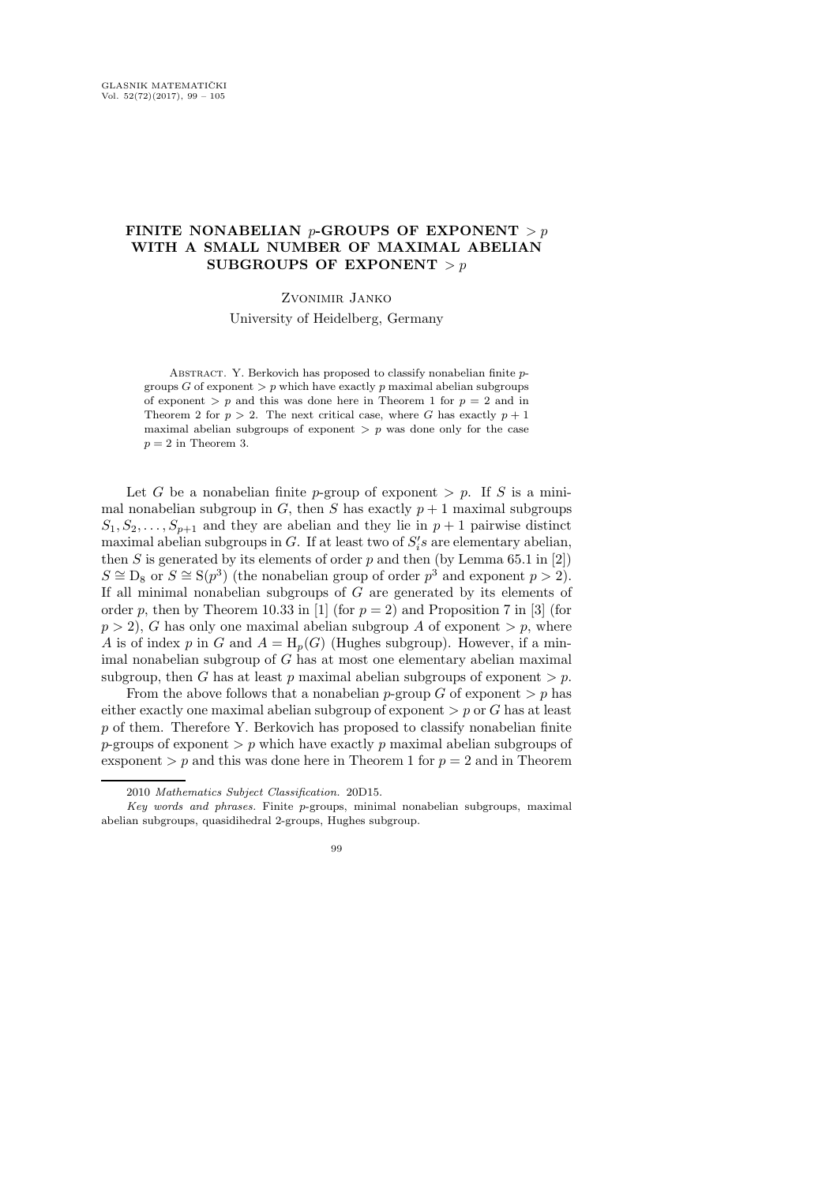# FINITE NONABELIAN $p$-GROUPS OF EXPONENT $> p$ WITH A SMALL NUMBER OF MAXIMAL ABELIAN SUBGROUPS OF EXPONENT $> p$

Zvonimir Janko

University of Heidelberg, Germany

Abstract. Y. Berkovich has proposed to classify nonabelian finite $p$-groups $G$ of exponent $> p$ which have exactly $p$ maximal abelian subgroups of exponent $> p$ and this was done here in Theorem 1 for $p = 2$ and in Theorem 2 for $p > 2$. The next critical case, where $G$ has exactly $p + 1$ maximal abelian subgroups of exponent $> p$ was done only for the case $p = 2$ in Theorem 3.

Let $G$ be a nonabelian finite $p$-group of exponent $> p$. If $S$ is a minimal nonabelian subgroup in $G$, then $S$ has exactly $p + 1$ maximal subgroups $S_1, S_2, \ldots, S_{p+1}$ and they are abelian and they lie in $p + 1$ pairwise distinct maximal abelian subgroups in $G$. If at least two of $S_i's$ are elementary abelian, then $S$ is generated by its elements of order $p$ and then (by Lemma 65.1 in [2]) $S \cong \mathrm{D}_8$ or $S \cong \mathrm{S}(p^3)$ (the nonabelian group of order $p^3$ and exponent $p > 2$). If all minimal nonabelian subgroups of $G$ are generated by its elements of order $p$, then by Theorem 10.33 in [1] (for $p = 2$) and Proposition 7 in [3] (for $p > 2$), $G$ has only one maximal abelian subgroup $A$ of exponent $> p$, where $A$ is of index $p$ in $G$ and $A = \mathrm{H}_p(G)$ (Hughes subgroup). However, if a minimal nonabelian subgroup of $G$ has at most one elementary abelian maximal subgroup, then $G$ has at least $p$ maximal abelian subgroups of exponent $> p$.

From the above follows that a nonabelian $p$-group $G$ of exponent $> p$ has either exactly one maximal abelian subgroup of exponent $> p$ or $G$ has at least $p$ of them. Therefore Y. Berkovich has proposed to classify nonabelian finite $p$-groups of exponent $> p$ which have exactly $p$ maximal abelian subgroups of exsponent $> p$ and this was done here in Theorem 1 for $p = 2$ and in Theorem

2010 *Mathematics Subject Classification.* 20D15.

*Key words and phrases.* Finite $p$-groups, minimal nonabelian subgroups, maximal abelian subgroups, quasidihedral 2-groups, Hughes subgroup.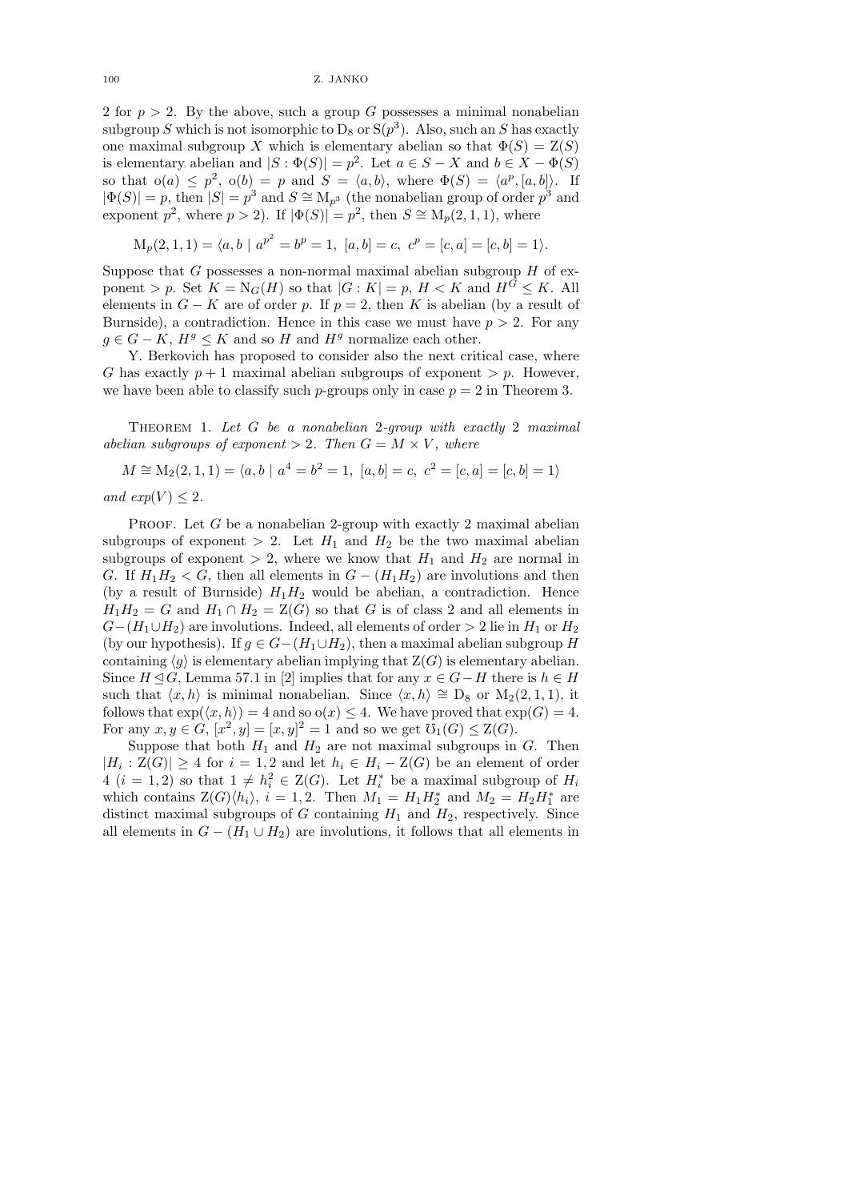2 for $p > 2$. By the above, such a group $G$ possesses a minimal nonabelian subgroup $S$ which is not isomorphic to $D_8$ or $S(p^3)$. Also, such an $S$ has exactly one maximal subgroup $X$ which is elementary abelian so that $\Phi(S) = Z(S)$ is elementary abelian and $|S : \Phi(S)| = p^2$. Let $a \in S - X$ and $b \in X - \Phi(S)$ so that $o(a) \leq p^2$, $o(b) = p$ and $S = \langle a, b\rangle$, where $\Phi(S) = \langle a^p, [a, b]\rangle$. If $|\Phi(S)| = p$, then $|S| = p^3$ and $S \cong M_{p^3}$ (the nonabelian group of order $p^3$ and exponent $p^2$, where $p > 2$). If $|\Phi(S)| = p^2$, then $S \cong M_p(2, 1, 1)$, where

$$M_p(2, 1, 1) = \langle a, b \mid a^{p^2} = b^p = 1,\ [a, b] = c,\ c^p = [c, a] = [c, b] = 1\rangle.$$

Suppose that $G$ possesses a non-normal maximal abelian subgroup $H$ of exponent $> p$. Set $K = N_G(H)$ so that $|G : K| = p$, $H < K$ and $H^G \leq K$. All elements in $G - K$ are of order $p$. If $p = 2$, then $K$ is abelian (by a result of Burnside), a contradiction. Hence in this case we must have $p > 2$. For any $g \in G - K$, $H^g \leq K$ and so $H$ and $H^g$ normalize each other.

Y. Berkovich has proposed to consider also the next critical case, where $G$ has exactly $p + 1$ maximal abelian subgroups of exponent $> p$. However, we have been able to classify such $p$-groups only in case $p = 2$ in Theorem 3.

Theorem 1. *Let $G$ be a nonabelian 2-group with exactly 2 maximal abelian subgroups of exponent $> 2$. Then $G = M \times V$, where*

$$M \cong M_2(2, 1, 1) = \langle a, b \mid a^4 = b^2 = 1,\ [a, b] = c,\ c^2 = [c, a] = [c, b] = 1\rangle$$

*and $exp(V) \leq 2$.*

Proof. Let $G$ be a nonabelian 2-group with exactly 2 maximal abelian subgroups of exponent $> 2$. Let $H_1$ and $H_2$ be the two maximal abelian subgroups of exponent $> 2$, where we know that $H_1$ and $H_2$ are normal in $G$. If $H_1H_2 < G$, then all elements in $G - (H_1H_2)$ are involutions and then (by a result of Burnside) $H_1H_2$ would be abelian, a contradiction. Hence $H_1H_2 = G$ and $H_1 \cap H_2 = Z(G)$ so that $G$ is of class 2 and all elements in $G-(H_1\cup H_2)$ are involutions. Indeed, all elements of order $> 2$ lie in $H_1$ or $H_2$ (by our hypothesis). If $g \in G-(H_1\cup H_2)$, then a maximal abelian subgroup $H$ containing $\langle g\rangle$ is elementary abelian implying that $Z(G)$ is elementary abelian. Since $H \trianglelefteq G$, Lemma 57.1 in [2] implies that for any $x \in G-H$ there is $h \in H$ such that $\langle x, h\rangle$ is minimal nonabelian. Since $\langle x, h\rangle \cong D_8$ or $M_2(2, 1, 1)$, it follows that $\exp(\langle x, h\rangle) = 4$ and so $o(x) \leq 4$. We have proved that $\exp(G) = 4$. For any $x, y \in G$, $[x^2, y] = [x, y]^2 = 1$ and so we get $\mho_1(G) \leq Z(G)$.

Suppose that both $H_1$ and $H_2$ are not maximal subgroups in $G$. Then $|H_i : Z(G)| \geq 4$ for $i = 1, 2$ and let $h_i \in H_i - Z(G)$ be an element of order 4 ($i = 1, 2$) so that $1 \neq h_i^2 \in Z(G)$. Let $H_i^*$ be a maximal subgroup of $H_i$ which contains $Z(G)\langle h_i\rangle$, $i = 1, 2$. Then $M_1 = H_1H_2^*$ and $M_2 = H_2H_1^*$ are distinct maximal subgroups of $G$ containing $H_1$ and $H_2$, respectively. Since all elements in $G - (H_1 \cup H_2)$ are involutions, it follows that all elements in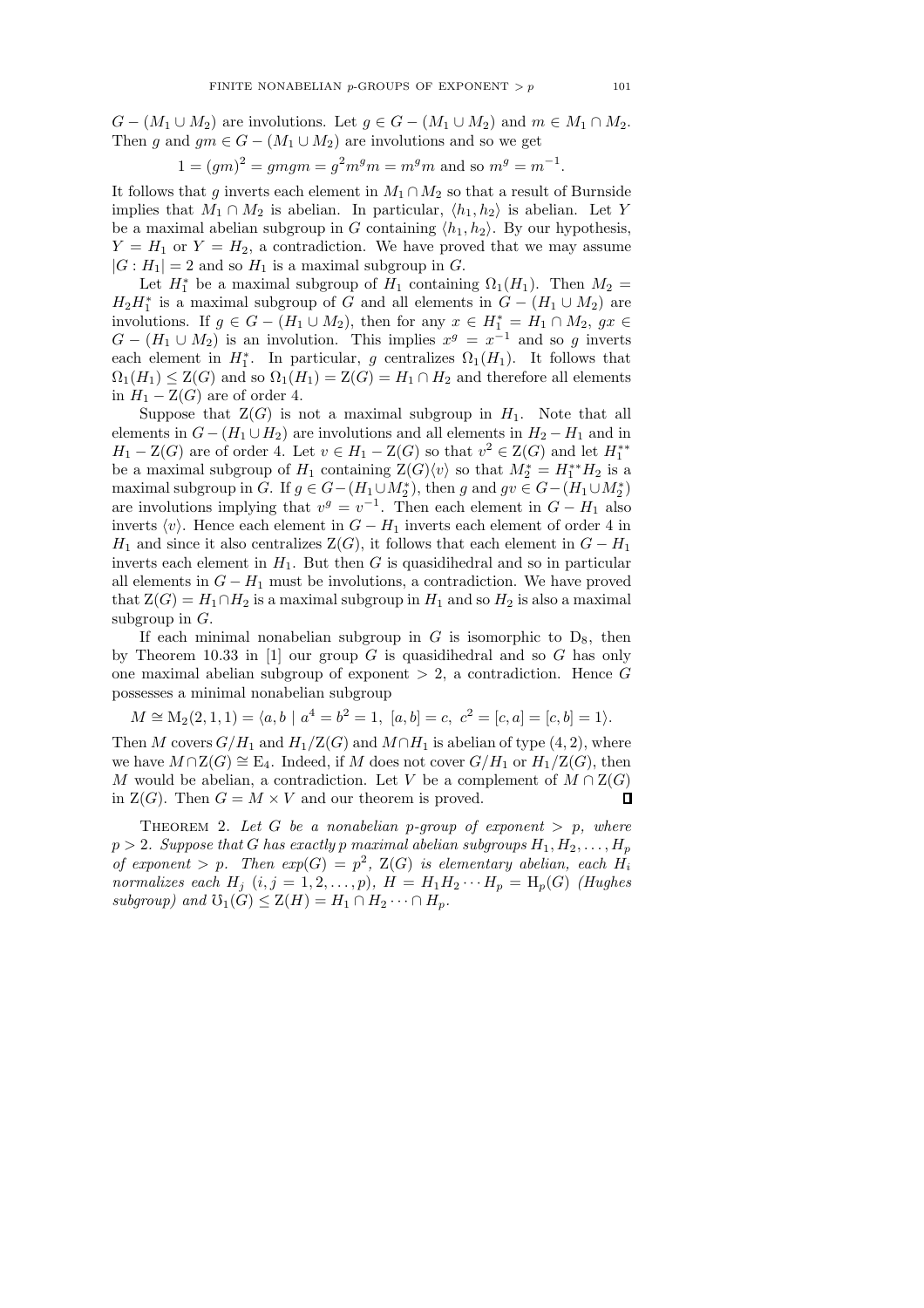$G - (M_1 \cup M_2)$ are involutions. Let $g \in G - (M_1 \cup M_2)$ and $m \in M_1 \cap M_2$. Then $g$ and $gm \in G - (M_1 \cup M_2)$ are involutions and so we get

$$1 = (gm)^2 = gmgm = g^2 m^g m = m^g m \text{ and so } m^g = m^{-1}.$$

It follows that $g$ inverts each element in $M_1 \cap M_2$ so that a result of Burnside implies that $M_1 \cap M_2$ is abelian. In particular, $\langle h_1, h_2 \rangle$ is abelian. Let $Y$ be a maximal abelian subgroup in $G$ containing $\langle h_1, h_2 \rangle$. By our hypothesis, $Y = H_1$ or $Y = H_2$, a contradiction. We have proved that we may assume $|G : H_1| = 2$ and so $H_1$ is a maximal subgroup in $G$.

Let $H_1^*$ be a maximal subgroup of $H_1$ containing $\Omega_1(H_1)$. Then $M_2 = H_2 H_1^*$ is a maximal subgroup of $G$ and all elements in $G - (H_1 \cup M_2)$ are involutions. If $g \in G - (H_1 \cup M_2)$, then for any $x \in H_1^* = H_1 \cap M_2$, $gx \in G - (H_1 \cup M_2)$ is an involution. This implies $x^g = x^{-1}$ and so $g$ inverts each element in $H_1^*$. In particular, $g$ centralizes $\Omega_1(H_1)$. It follows that $\Omega_1(H_1) \leq \mathrm{Z}(G)$ and so $\Omega_1(H_1) = \mathrm{Z}(G) = H_1 \cap H_2$ and therefore all elements in $H_1 - \mathrm{Z}(G)$ are of order 4.

Suppose that $\mathrm{Z}(G)$ is not a maximal subgroup in $H_1$. Note that all elements in $G - (H_1 \cup H_2)$ are involutions and all elements in $H_2 - H_1$ and in $H_1 - \mathrm{Z}(G)$ are of order 4. Let $v \in H_1 - \mathrm{Z}(G)$ so that $v^2 \in \mathrm{Z}(G)$ and let $H_1^{**}$ be a maximal subgroup of $H_1$ containing $\mathrm{Z}(G)\langle v \rangle$ so that $M_2^* = H_1^{**} H_2$ is a maximal subgroup in $G$. If $g \in G - (H_1 \cup M_2^*)$, then $g$ and $gv \in G - (H_1 \cup M_2^*)$ are involutions implying that $v^g = v^{-1}$. Then each element in $G - H_1$ also inverts $\langle v \rangle$. Hence each element in $G - H_1$ inverts each element of order 4 in $H_1$ and since it also centralizes $\mathrm{Z}(G)$, it follows that each element in $G - H_1$ inverts each element in $H_1$. But then $G$ is quasidihedral and so in particular all elements in $G - H_1$ must be involutions, a contradiction. We have proved that $\mathrm{Z}(G) = H_1 \cap H_2$ is a maximal subgroup in $H_1$ and so $H_2$ is also a maximal subgroup in $G$.

If each minimal nonabelian subgroup in $G$ is isomorphic to $\mathrm{D}_8$, then by Theorem 10.33 in [1] our group $G$ is quasidihedral and so $G$ has only one maximal abelian subgroup of exponent $> 2$, a contradiction. Hence $G$ possesses a minimal nonabelian subgroup

$$M \cong \mathrm{M}_2(2,1,1) = \langle a, b \mid a^4 = b^2 = 1,\ [a,b] = c,\ c^2 = [c,a] = [c,b] = 1 \rangle.$$

Then $M$ covers $G/H_1$ and $H_1/\mathrm{Z}(G)$ and $M \cap H_1$ is abelian of type $(4,2)$, where we have $M \cap \mathrm{Z}(G) \cong \mathrm{E}_4$. Indeed, if $M$ does not cover $G/H_1$ or $H_1/\mathrm{Z}(G)$, then $M$ would be abelian, a contradiction. Let $V$ be a complement of $M \cap \mathrm{Z}(G)$ in $\mathrm{Z}(G)$. Then $G = M \times V$ and our theorem is proved. ∎

Theorem 2. *Let $G$ be a nonabelian $p$-group of exponent $> p$, where $p > 2$. Suppose that $G$ has exactly $p$ maximal abelian subgroups $H_1, H_2, \ldots, H_p$ of exponent $> p$. Then $exp(G) = p^2$, $\mathrm{Z}(G)$ is elementary abelian, each $H_i$ normalizes each $H_j$ $(i, j = 1, 2, \ldots, p)$, $H = H_1 H_2 \cdots H_p = \mathrm{H}_p(G)$ (Hughes subgroup) and $\mho_1(G) \leq \mathrm{Z}(H) = H_1 \cap H_2 \cdots \cap H_p$.*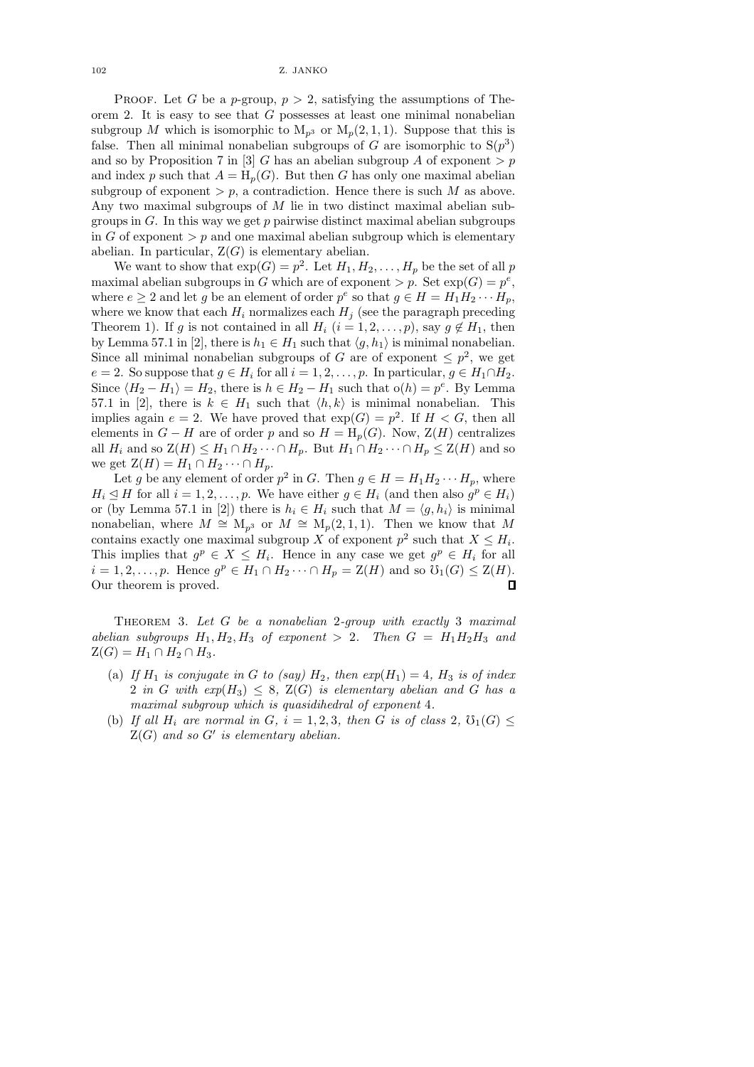PROOF. Let $G$ be a $p$-group, $p > 2$, satisfying the assumptions of Theorem 2. It is easy to see that $G$ possesses at least one minimal nonabelian subgroup $M$ which is isomorphic to $\mathrm{M}_{p^3}$ or $\mathrm{M}_p(2,1,1)$. Suppose that this is false. Then all minimal nonabelian subgroups of $G$ are isomorphic to $\mathrm{S}(p^3)$ and so by Proposition 7 in [3] $G$ has an abelian subgroup $A$ of exponent $> p$ and index $p$ such that $A = \mathrm{H}_p(G)$. But then $G$ has only one maximal abelian subgroup of exponent $> p$, a contradiction. Hence there is such $M$ as above. Any two maximal subgroups of $M$ lie in two distinct maximal abelian subgroups in $G$. In this way we get $p$ pairwise distinct maximal abelian subgroups in $G$ of exponent $> p$ and one maximal abelian subgroup which is elementary abelian. In particular, $\mathrm{Z}(G)$ is elementary abelian.

We want to show that $\exp(G) = p^2$. Let $H_1, H_2, \ldots, H_p$ be the set of all $p$ maximal abelian subgroups in $G$ which are of exponent $> p$. Set $\exp(G) = p^e$, where $e \geq 2$ and let $g$ be an element of order $p^e$ so that $g \in H = H_1 H_2 \cdots H_p$, where we know that each $H_i$ normalizes each $H_j$ (see the paragraph preceding Theorem 1). If $g$ is not contained in all $H_i$ $(i = 1, 2, \ldots, p)$, say $g \notin H_1$, then by Lemma 57.1 in [2], there is $h_1 \in H_1$ such that $\langle g, h_1 \rangle$ is minimal nonabelian. Since all minimal nonabelian subgroups of $G$ are of exponent $\leq p^2$, we get $e = 2$. So suppose that $g \in H_i$ for all $i = 1, 2, \ldots, p$. In particular, $g \in H_1 \cap H_2$. Since $\langle H_2 - H_1 \rangle = H_2$, there is $h \in H_2 - H_1$ such that $\mathrm{o}(h) = p^e$. By Lemma 57.1 in [2], there is $k \in H_1$ such that $\langle h, k \rangle$ is minimal nonabelian. This implies again $e = 2$. We have proved that $\exp(G) = p^2$. If $H < G$, then all elements in $G - H$ are of order $p$ and so $H = \mathrm{H}_p(G)$. Now, $\mathrm{Z}(H)$ centralizes all $H_i$ and so $\mathrm{Z}(H) \leq H_1 \cap H_2 \cdots \cap H_p$. But $H_1 \cap H_2 \cdots \cap H_p \leq \mathrm{Z}(H)$ and so we get $\mathrm{Z}(H) = H_1 \cap H_2 \cdots \cap H_p$.

Let $g$ be any element of order $p^2$ in $G$. Then $g \in H = H_1 H_2 \cdots H_p$, where $H_i \trianglelefteq H$ for all $i = 1, 2, \ldots, p$. We have either $g \in H_i$ (and then also $g^p \in H_i$) or (by Lemma 57.1 in [2]) there is $h_i \in H_i$ such that $M = \langle g, h_i \rangle$ is minimal nonabelian, where $M \cong \mathrm{M}_{p^3}$ or $M \cong \mathrm{M}_p(2,1,1)$. Then we know that $M$ contains exactly one maximal subgroup $X$ of exponent $p^2$ such that $X \leq H_i$. This implies that $g^p \in X \leq H_i$. Hence in any case we get $g^p \in H_i$ for all $i = 1, 2, \ldots, p$. Hence $g^p \in H_1 \cap H_2 \cdots \cap H_p = \mathrm{Z}(H)$ and so $\mho_1(G) \leq \mathrm{Z}(H)$. Our theorem is proved. ∎

THEOREM 3. *Let $G$ be a nonabelian 2-group with exactly 3 maximal abelian subgroups $H_1, H_2, H_3$ of exponent $> 2$. Then $G = H_1 H_2 H_3$ and $\mathrm{Z}(G) = H_1 \cap H_2 \cap H_3$.*

- (a) *If $H_1$ is conjugate in $G$ to (say) $H_2$, then $\exp(H_1) = 4$, $H_3$ is of index 2 in $G$ with $\exp(H_3) \leq 8$, $\mathrm{Z}(G)$ is elementary abelian and $G$ has a maximal subgroup which is quasidihedral of exponent 4.*
- (b) *If all $H_i$ are normal in $G$, $i = 1, 2, 3$, then $G$ is of class 2, $\mho_1(G) \leq \mathrm{Z}(G)$ and so $G'$ is elementary abelian.*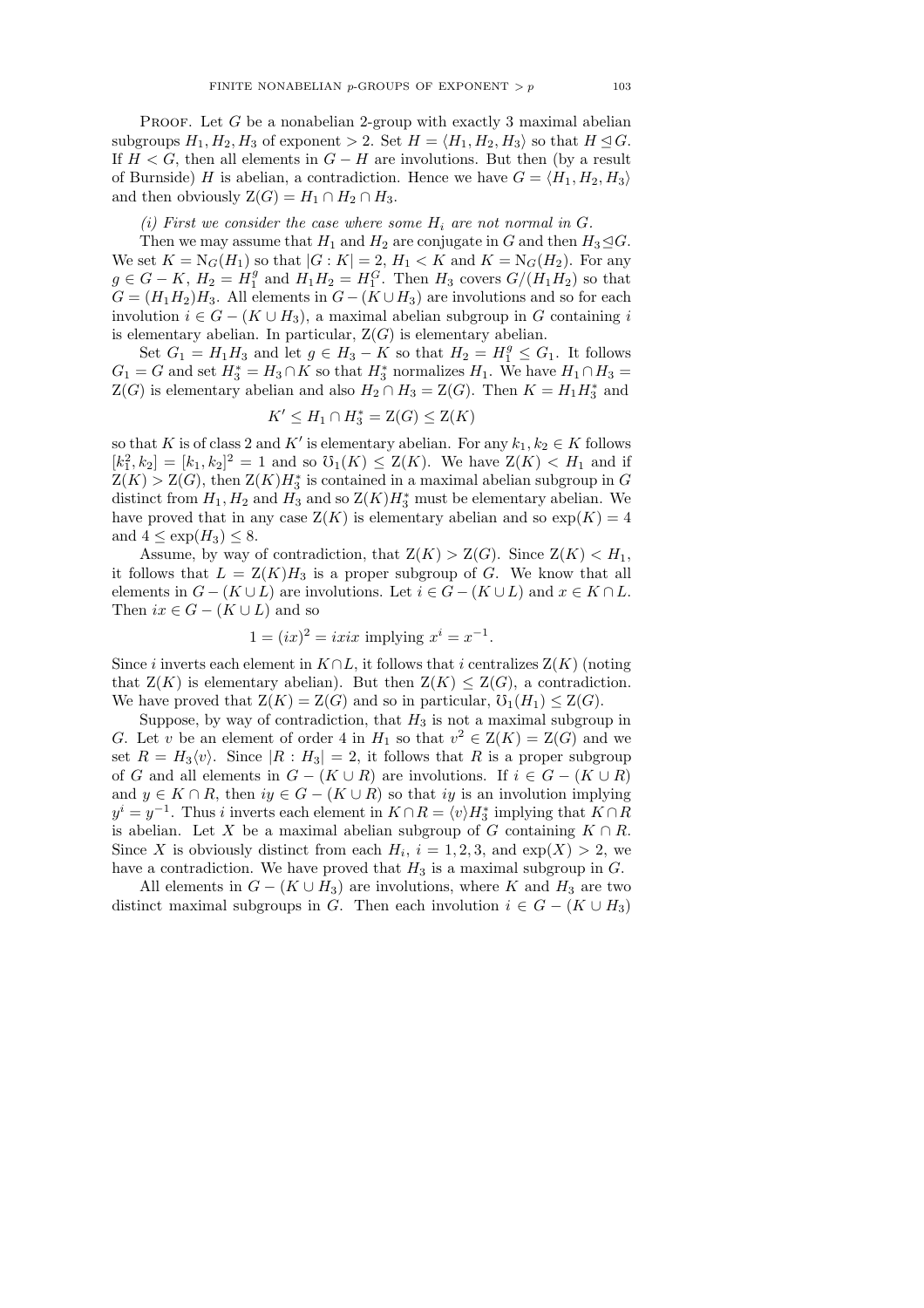PROOF. Let $G$ be a nonabelian 2-group with exactly 3 maximal abelian subgroups $H_1, H_2, H_3$ of exponent $> 2$. Set $H = \langle H_1, H_2, H_3 \rangle$ so that $H \trianglelefteq G$. If $H < G$, then all elements in $G - H$ are involutions. But then (by a result of Burnside) $H$ is abelian, a contradiction. Hence we have $G = \langle H_1, H_2, H_3 \rangle$ and then obviously $\mathrm{Z}(G) = H_1 \cap H_2 \cap H_3$.

*(i) First we consider the case where some $H_i$ are not normal in $G$.*

Then we may assume that $H_1$ and $H_2$ are conjugate in $G$ and then $H_3 \trianglelefteq G$. We set $K = \mathrm{N}_G(H_1)$ so that $|G : K| = 2$, $H_1 < K$ and $K = \mathrm{N}_G(H_2)$. For any $g \in G - K$, $H_2 = H_1^g$ and $H_1 H_2 = H_1^G$. Then $H_3$ covers $G/(H_1 H_2)$ so that $G = (H_1 H_2) H_3$. All elements in $G - (K \cup H_3)$ are involutions and so for each involution $i \in G - (K \cup H_3)$, a maximal abelian subgroup in $G$ containing $i$ is elementary abelian. In particular, $\mathrm{Z}(G)$ is elementary abelian.

Set $G_1 = H_1 H_3$ and let $g \in H_3 - K$ so that $H_2 = H_1^g \leq G_1$. It follows $G_1 = G$ and set $H_3^* = H_3 \cap K$ so that $H_3^*$ normalizes $H_1$. We have $H_1 \cap H_3 = \mathrm{Z}(G)$ is elementary abelian and also $H_2 \cap H_3 = \mathrm{Z}(G)$. Then $K = H_1 H_3^*$ and

$$K' \leq H_1 \cap H_3^* = \mathrm{Z}(G) \leq \mathrm{Z}(K)$$

so that $K$ is of class 2 and $K'$ is elementary abelian. For any $k_1, k_2 \in K$ follows $[k_1^2, k_2] = [k_1, k_2]^2 = 1$ and so $\mho_1(K) \leq \mathrm{Z}(K)$. We have $\mathrm{Z}(K) < H_1$ and if $\mathrm{Z}(K) > \mathrm{Z}(G)$, then $\mathrm{Z}(K) H_3^*$ is contained in a maximal abelian subgroup in $G$ distinct from $H_1, H_2$ and $H_3$ and so $\mathrm{Z}(K) H_3^*$ must be elementary abelian. We have proved that in any case $\mathrm{Z}(K)$ is elementary abelian and so $\exp(K) = 4$ and $4 \leq \exp(H_3) \leq 8$.

Assume, by way of contradiction, that $\mathrm{Z}(K) > \mathrm{Z}(G)$. Since $\mathrm{Z}(K) < H_1$, it follows that $L = \mathrm{Z}(K) H_3$ is a proper subgroup of $G$. We know that all elements in $G - (K \cup L)$ are involutions. Let $i \in G - (K \cup L)$ and $x \in K \cap L$. Then $ix \in G - (K \cup L)$ and so

$$1 = (ix)^2 = ixix \text{ implying } x^i = x^{-1}.$$

Since $i$ inverts each element in $K \cap L$, it follows that $i$ centralizes $\mathrm{Z}(K)$ (noting that $\mathrm{Z}(K)$ is elementary abelian). But then $\mathrm{Z}(K) \leq \mathrm{Z}(G)$, a contradiction. We have proved that $\mathrm{Z}(K) = \mathrm{Z}(G)$ and so in particular, $\mho_1(H_1) \leq \mathrm{Z}(G)$.

Suppose, by way of contradiction, that $H_3$ is not a maximal subgroup in $G$. Let $v$ be an element of order 4 in $H_1$ so that $v^2 \in \mathrm{Z}(K) = \mathrm{Z}(G)$ and we set $R = H_3 \langle v \rangle$. Since $|R : H_3| = 2$, it follows that $R$ is a proper subgroup of $G$ and all elements in $G - (K \cup R)$ are involutions. If $i \in G - (K \cup R)$ and $y \in K \cap R$, then $iy \in G - (K \cup R)$ so that $iy$ is an involution implying $y^i = y^{-1}$. Thus $i$ inverts each element in $K \cap R = \langle v \rangle H_3^*$ implying that $K \cap R$ is abelian. Let $X$ be a maximal abelian subgroup of $G$ containing $K \cap R$. Since $X$ is obviously distinct from each $H_i$, $i = 1, 2, 3$, and $\exp(X) > 2$, we have a contradiction. We have proved that $H_3$ is a maximal subgroup in $G$.

All elements in $G - (K \cup H_3)$ are involutions, where $K$ and $H_3$ are two distinct maximal subgroups in $G$. Then each involution $i \in G - (K \cup H_3)$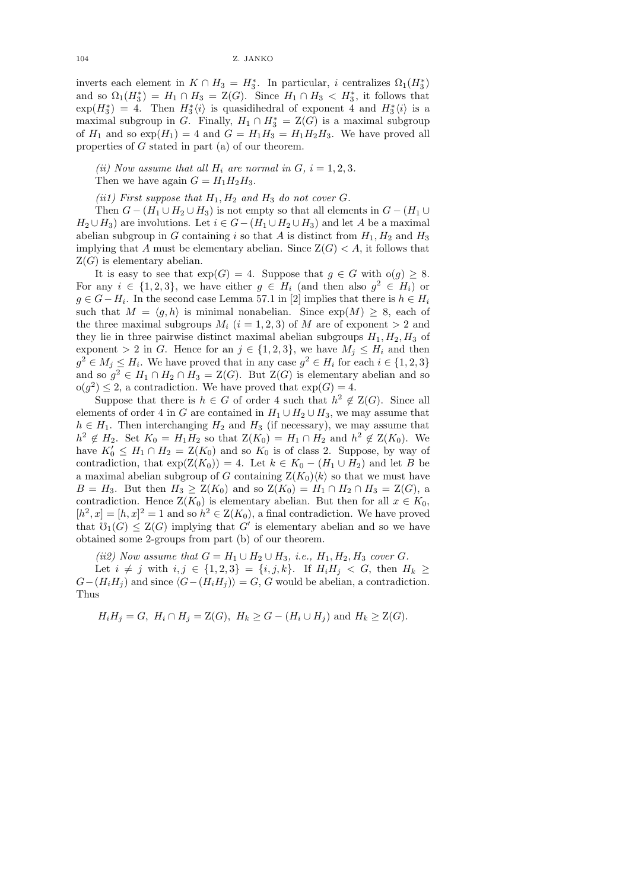inverts each element in $K \cap H_3 = H_3^*$. In particular, $i$ centralizes $\Omega_1(H_3^*)$ and so $\Omega_1(H_3^*) = H_1 \cap H_3 = \mathrm{Z}(G)$. Since $H_1 \cap H_3 < H_3^*$, it follows that $\exp(H_3^*) = 4$. Then $H_3^*\langle i \rangle$ is quasidihedral of exponent 4 and $H_3^*\langle i \rangle$ is a maximal subgroup in $G$. Finally, $H_1 \cap H_3^* = \mathrm{Z}(G)$ is a maximal subgroup of $H_1$ and so $\exp(H_1) = 4$ and $G = H_1H_3 = H_1H_2H_3$. We have proved all properties of $G$ stated in part (a) of our theorem.

*(ii) Now assume that all $H_i$ are normal in $G$, $i = 1, 2, 3$.*
Then we have again $G = H_1H_2H_3$.

*(ii1) First suppose that $H_1, H_2$ and $H_3$ do not cover $G$.*
Then $G - (H_1 \cup H_2 \cup H_3)$ is not empty so that all elements in $G - (H_1 \cup H_2 \cup H_3)$ are involutions. Let $i \in G - (H_1 \cup H_2 \cup H_3)$ and let $A$ be a maximal abelian subgroup in $G$ containing $i$ so that $A$ is distinct from $H_1, H_2$ and $H_3$ implying that $A$ must be elementary abelian. Since $\mathrm{Z}(G) < A$, it follows that $\mathrm{Z}(G)$ is elementary abelian.

It is easy to see that $\exp(G) = 4$. Suppose that $g \in G$ with $\mathrm{o}(g) \geq 8$. For any $i \in \{1, 2, 3\}$, we have either $g \in H_i$ (and then also $g^2 \in H_i$) or $g \in G - H_i$. In the second case Lemma 57.1 in [2] implies that there is $h \in H_i$ such that $M = \langle g, h \rangle$ is minimal nonabelian. Since $\exp(M) \geq 8$, each of the three maximal subgroups $M_i$ $(i = 1, 2, 3)$ of $M$ are of exponent $> 2$ and they lie in three pairwise distinct maximal abelian subgroups $H_1, H_2, H_3$ of exponent $> 2$ in $G$. Hence for an $j \in \{1, 2, 3\}$, we have $M_j \leq H_i$ and then $g^2 \in M_j \leq H_i$. We have proved that in any case $g^2 \in H_i$ for each $i \in \{1, 2, 3\}$ and so $g^2 \in H_1 \cap H_2 \cap H_3 = \mathrm{Z}(G)$. But $\mathrm{Z}(G)$ is elementary abelian and so $\mathrm{o}(g^2) \leq 2$, a contradiction. We have proved that $\exp(G) = 4$.

Suppose that there is $h \in G$ of order 4 such that $h^2 \notin \mathrm{Z}(G)$. Since all elements of order 4 in $G$ are contained in $H_1 \cup H_2 \cup H_3$, we may assume that $h \in H_1$. Then interchanging $H_2$ and $H_3$ (if necessary), we may assume that $h^2 \notin H_2$. Set $K_0 = H_1H_2$ so that $\mathrm{Z}(K_0) = H_1 \cap H_2$ and $h^2 \notin \mathrm{Z}(K_0)$. We have $K_0' \leq H_1 \cap H_2 = \mathrm{Z}(K_0)$ and so $K_0$ is of class 2. Suppose, by way of contradiction, that $\exp(\mathrm{Z}(K_0)) = 4$. Let $k \in K_0 - (H_1 \cup H_2)$ and let $B$ be a maximal abelian subgroup of $G$ containing $\mathrm{Z}(K_0)\langle k \rangle$ so that we must have $B = H_3$. But then $H_3 \geq \mathrm{Z}(K_0)$ and so $\mathrm{Z}(K_0) = H_1 \cap H_2 \cap H_3 = \mathrm{Z}(G)$, a contradiction. Hence $\mathrm{Z}(K_0)$ is elementary abelian. But then for all $x \in K_0$, $[h^2, x] = [h, x]^2 = 1$ and so $h^2 \in \mathrm{Z}(K_0)$, a final contradiction. We have proved that $\mho_1(G) \leq \mathrm{Z}(G)$ implying that $G'$ is elementary abelian and so we have obtained some 2-groups from part (b) of our theorem.

*(ii2) Now assume that $G = H_1 \cup H_2 \cup H_3$, i.e., $H_1, H_2, H_3$ cover $G$.*
Let $i \neq j$ with $i, j \in \{1, 2, 3\} = \{i, j, k\}$. If $H_iH_j < G$, then $H_k \geq G - (H_iH_j)$ and since $\langle G - (H_iH_j) \rangle = G$, $G$ would be abelian, a contradiction. Thus

$$H_iH_j = G,\ H_i \cap H_j = \mathrm{Z}(G),\ H_k \geq G - (H_i \cup H_j) \text{ and } H_k \geq \mathrm{Z}(G).$$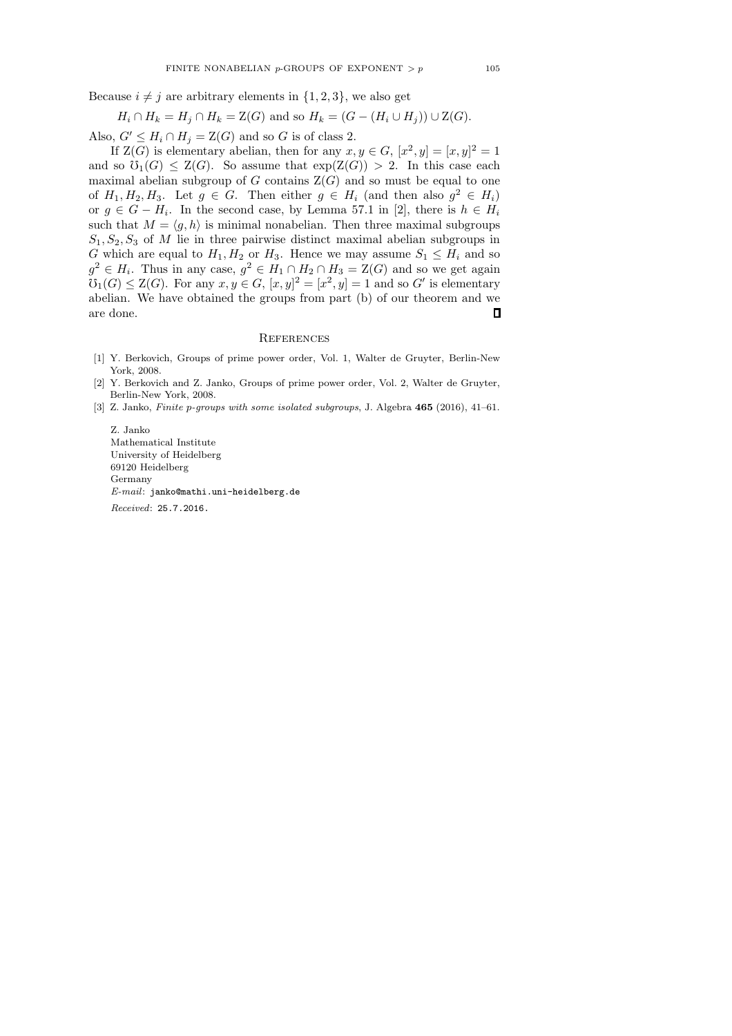Because $i \neq j$ are arbitrary elements in $\{1, 2, 3\}$, we also get

$$H_i \cap H_k = H_j \cap H_k = \mathrm{Z}(G) \text{ and so } H_k = (G - (H_i \cup H_j)) \cup \mathrm{Z}(G).$$

Also, $G' \leq H_i \cap H_j = \mathrm{Z}(G)$ and so $G$ is of class 2.

If $\mathrm{Z}(G)$ is elementary abelian, then for any $x, y \in G$, $[x^2, y] = [x, y]^2 = 1$ and so $\mho_1(G) \leq \mathrm{Z}(G)$. So assume that $\exp(\mathrm{Z}(G)) > 2$. In this case each maximal abelian subgroup of $G$ contains $\mathrm{Z}(G)$ and so must be equal to one of $H_1, H_2, H_3$. Let $g \in G$. Then either $g \in H_i$ (and then also $g^2 \in H_i$) or $g \in G - H_i$. In the second case, by Lemma 57.1 in [2], there is $h \in H_i$ such that $M = \langle g, h \rangle$ is minimal nonabelian. Then three maximal subgroups $S_1, S_2, S_3$ of $M$ lie in three pairwise distinct maximal abelian subgroups in $G$ which are equal to $H_1, H_2$ or $H_3$. Hence we may assume $S_1 \leq H_i$ and so $g^2 \in H_i$. Thus in any case, $g^2 \in H_1 \cap H_2 \cap H_3 = \mathrm{Z}(G)$ and so we get again $\mho_1(G) \leq \mathrm{Z}(G)$. For any $x, y \in G$, $[x, y]^2 = [x^2, y] = 1$ and so $G'$ is elementary abelian. We have obtained the groups from part (b) of our theorem and we are done. ∎

## References

[1] Y. Berkovich, Groups of prime power order, Vol. 1, Walter de Gruyter, Berlin-New York, 2008.

[2] Y. Berkovich and Z. Janko, Groups of prime power order, Vol. 2, Walter de Gruyter, Berlin-New York, 2008.

[3] Z. Janko, *Finite p-groups with some isolated subgroups*, J. Algebra **465** (2016), 41–61.

Z. Janko
Mathematical Institute
University of Heidelberg
69120 Heidelberg
Germany
*E-mail*: janko@mathi.uni-heidelberg.de

*Received*: 25.7.2016.